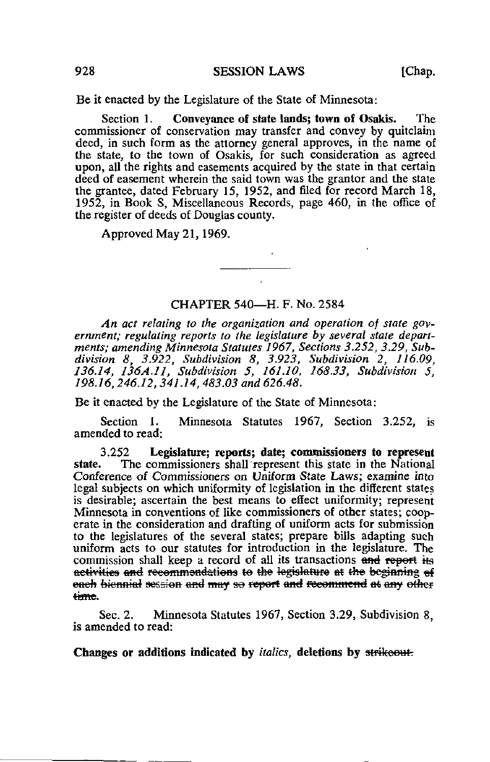Be it enacted by the Legislature of the State of Minnesota:

Section 1. **Conveyance of state lands; town of Osakis.** The commissioner of conservation may transfer and convey by quitclaim deed, in such form as the attorney general approves, in the name of the state, to the town of Osakis, for such consideration as agreed upon, all the rights and easements acquired by the state in that certain deed of easement wherein the said town was the grantor and the state the grantee, dated February 15, 1952, and filed for record March 18, 1952, in Book S, Miscellaneous Records, page 460, in the office of the register of deeds of Douglas county.

Approved May 21, 1969.

---

## CHAPTER 540—H. F. No. 2584

*An act relating to the organization and operation of state government; regulating reports to the legislature by several state departments; amending Minnesota Statutes 1967, Sections 3.252, 3.29, Subdivision 8, 3.922, Subdivision 8, 3.923, Subdivision 2, 116.09, 136.14, 136A.11, Subdivision 5, 161.10, 168.33, Subdivision 5, 198.16, 246.12, 341.14, 483.03 and 626.48.*

Be it enacted by the Legislature of the State of Minnesota:

Section 1. Minnesota Statutes 1967, Section 3.252, is amended to read:

3.252 **Legislature; reports; date; commissioners to represent state.** The commissioners shall represent this state in the National Conference of Commissioners on Uniform State Laws; examine into legal subjects on which uniformity of legislation in the different states is desirable; ascertain the best means to effect uniformity; represent Minnesota in conventions of like commissioners of other states; cooperate in the consideration and drafting of uniform acts for submission to the legislatures of the several states; prepare bills adapting such uniform acts to our statutes for introduction in the legislature. The commission shall keep a record of all its transactions ~~and report its activities and recommendations to the legislature at the beginning of each biennial session and may so report and recommend at any other time~~.

Sec. 2. Minnesota Statutes 1967, Section 3.29, Subdivision 8, is amended to read:

**Changes or additions indicated by *italics*, deletions by ~~strikeout~~.**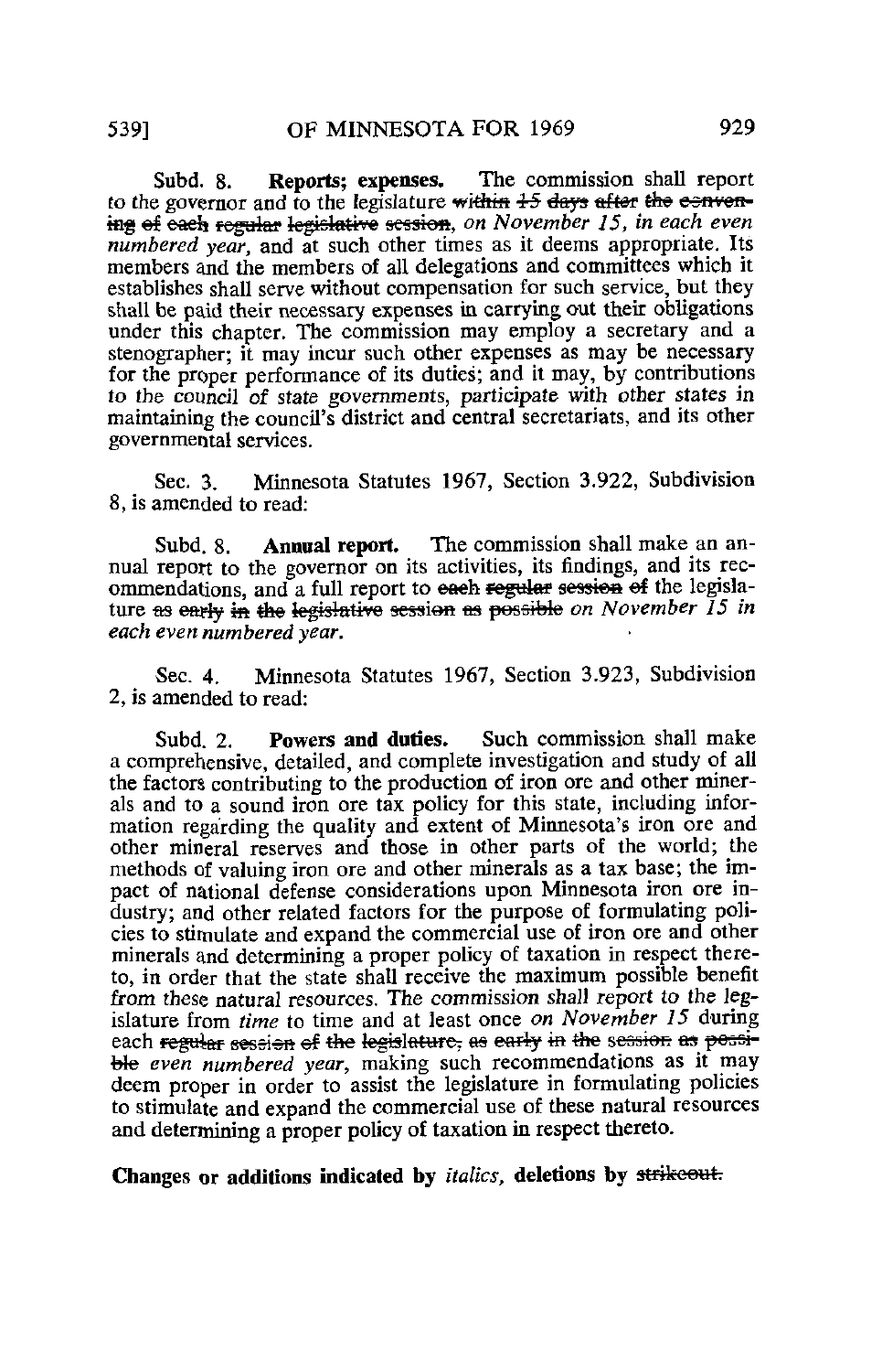Subd. 8. **Reports; expenses.** The commission shall report to the governor and to the legislature ~~within 15 days after the convening of each regular legislative session~~, *on November 15, in each even numbered year,* and at such other times as it deems appropriate. Its members and the members of all delegations and committees which it establishes shall serve without compensation for such service, but they shall be paid their necessary expenses in carrying out their obligations under this chapter. The commission may employ a secretary and a stenographer; it may incur such other expenses as may be necessary for the proper performance of its duties; and it may, by contributions to the council of state governments, participate with other states in maintaining the council's district and central secretariats, and its other governmental services.

Sec. 3. Minnesota Statutes 1967, Section 3.922, Subdivision 8, is amended to read:

Subd. 8. **Annual report.** The commission shall make an annual report to the governor on its activities, its findings, and its recommendations, and a full report to ~~each regular session of~~ the legislature ~~as early in the legislative session as possible~~ *on November 15 in each even numbered year.*

Sec. 4. Minnesota Statutes 1967, Section 3.923, Subdivision 2, is amended to read:

Subd. 2. **Powers and duties.** Such commission shall make a comprehensive, detailed, and complete investigation and study of all the factors contributing to the production of iron ore and other minerals and to a sound iron ore tax policy for this state, including information regarding the quality and extent of Minnesota's iron ore and other mineral reserves and those in other parts of the world; the methods of valuing iron ore and other minerals as a tax base; the impact of national defense considerations upon Minnesota iron ore industry; and other related factors for the purpose of formulating policies to stimulate and expand the commercial use of iron ore and other minerals and determining a proper policy of taxation in respect thereto, in order that the state shall receive the maximum possible benefit from these natural resources. The commission shall report to the legislature from *time* to time and at least once *on November 15* during each ~~regular session of the legislature, as early in the session as possible~~ *even numbered year,* making such recommendations as it may deem proper in order to assist the legislature in formulating policies to stimulate and expand the commercial use of these natural resources and determining a proper policy of taxation in respect thereto.

**Changes or additions indicated by *italics*, deletions by ~~strikeout.~~**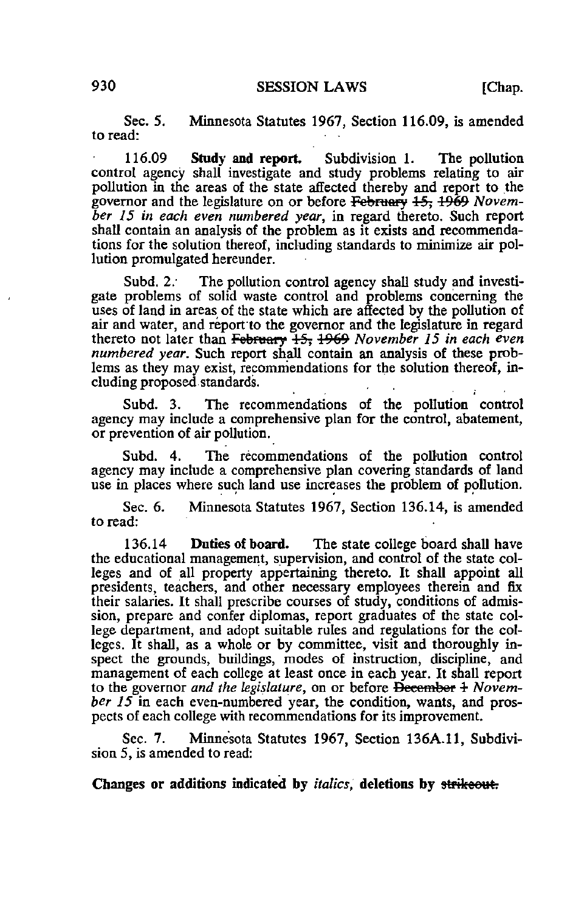Sec. 5. Minnesota Statutes 1967, Section 116.09, is amended to read:

116.09 **Study and report.** Subdivision 1. The pollution control agency shall investigate and study problems relating to air pollution in the areas of the state affected thereby and report to the governor and the legislature on or before ~~February 15, 1969~~ *November 15 in each even numbered year*, in regard thereto. Such report shall contain an analysis of the problem as it exists and recommendations for the solution thereof, including standards to minimize air pollution promulgated hereunder.

Subd. 2. The pollution control agency shall study and investigate problems of solid waste control and problems concerning the uses of land in areas of the state which are affected by the pollution of air and water, and report to the governor and the legislature in regard thereto not later than ~~February 15, 1969~~ *November 15 in each even numbered year*. Such report shall contain an analysis of these problems as they may exist, recommendations for the solution thereof, including proposed standards.

Subd. 3. The recommendations of the pollution control agency may include a comprehensive plan for the control, abatement, or prevention of air pollution.

Subd. 4. The recommendations of the pollution control agency may include a comprehensive plan covering standards of land use in places where such land use increases the problem of pollution.

Sec. 6. Minnesota Statutes 1967, Section 136.14, is amended to read:

136.14 **Duties of board.** The state college board shall have the educational management, supervision, and control of the state colleges and of all property appertaining thereto. It shall appoint all presidents, teachers, and other necessary employees therein and fix their salaries. It shall prescribe courses of study, conditions of admission, prepare and confer diplomas, report graduates of the state college department, and adopt suitable rules and regulations for the colleges. It shall, as a whole or by committee, visit and thoroughly inspect the grounds, buildings, modes of instruction, discipline, and management of each college at least once in each year. It shall report to the governor *and the legislature*, on or before ~~December 1~~ *November 15* in each even-numbered year, the condition, wants, and prospects of each college with recommendations for its improvement.

Sec. 7. Minnesota Statutes 1967, Section 136A.11, Subdivision 5, is amended to read:

**Changes or additions indicated by** *italics*, **deletions by** ~~strikeout.~~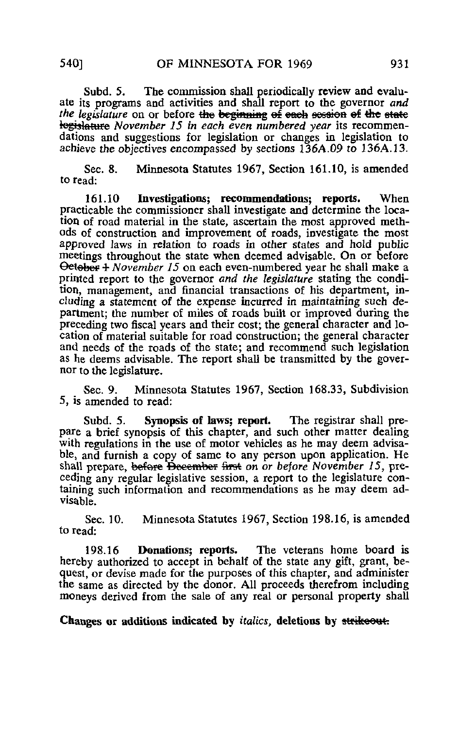Subd. 5. The commission shall periodically review and evaluate its programs and activities and shall report to the governor *and the legislature* on or before ~~the beginning of each session of the state legislature~~ *November 15 in each even numbered year* its recommendations and suggestions for legislation or changes in legislation to achieve the objectives encompassed by sections 136A.09 to 136A.13.

Sec. 8. Minnesota Statutes 1967, Section 161.10, is amended to read:

161.10 **Investigations; recommendations; reports.** When practicable the commissioner shall investigate and determine the location of road material in the state, ascertain the most approved methods of construction and improvement of roads, investigate the most approved laws in relation to roads in other states and hold public meetings throughout the state when deemed advisable. On or before ~~October 1~~ *November 15* on each even-numbered year he shall make a printed report to the governor *and the legislature* stating the condition, management, and financial transactions of his department, including a statement of the expense incurred in maintaining such department; the number of miles of roads built or improved during the preceding two fiscal years and their cost; the general character and location of material suitable for road construction; the general character and needs of the roads of the state; and recommend such legislation as he deems advisable. The report shall be transmitted by the governor to the legislature.

Sec. 9. Minnesota Statutes 1967, Section 168.33, Subdivision 5, is amended to read:

Subd. 5. **Synopsis of laws; report.** The registrar shall prepare a brief synopsis of this chapter, and such other matter dealing with regulations in the use of motor vehicles as he may deem advisable, and furnish a copy of same to any person upon application. He shall prepare, ~~before December first~~ *on or before November 15*, preceding any regular legislative session, a report to the legislature containing such information and recommendations as he may deem advisable.

Sec. 10. Minnesota Statutes 1967, Section 198.16, is amended to read:

198.16 **Donations; reports.** The veterans home board is hereby authorized to accept in behalf of the state any gift, grant, bequest, or devise made for the purposes of this chapter, and administer the same as directed by the donor. All proceeds therefrom including moneys derived from the sale of any real or personal property shall

**Changes or additions indicated by** *italics*, **deletions by** ~~strikeout.~~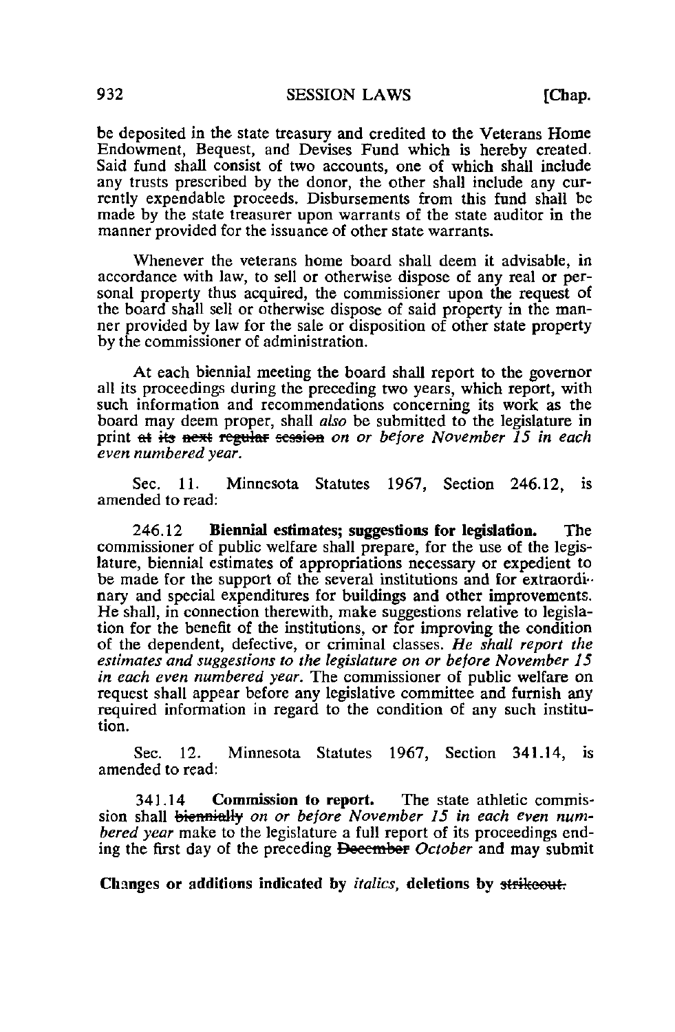be deposited in the state treasury and credited to the Veterans Home Endowment, Bequest, and Devises Fund which is hereby created. Said fund shall consist of two accounts, one of which shall include any trusts prescribed by the donor, the other shall include any currently expendable proceeds. Disbursements from this fund shall be made by the state treasurer upon warrants of the state auditor in the manner provided for the issuance of other state warrants.

Whenever the veterans home board shall deem it advisable, in accordance with law, to sell or otherwise dispose of any real or personal property thus acquired, the commissioner upon the request of the board shall sell or otherwise dispose of said property in the manner provided by law for the sale or disposition of other state property by the commissioner of administration.

At each biennial meeting the board shall report to the governor all its proceedings during the preceding two years, which report, with such information and recommendations concerning its work as the board may deem proper, shall *also* be submitted to the legislature in print ~~at its next regular session~~ *on or before November 15 in each even numbered year.*

Sec. 11. Minnesota Statutes 1967, Section 246.12, is amended to read:

246.12 **Biennial estimates; suggestions for legislation.** The commissioner of public welfare shall prepare, for the use of the legislature, biennial estimates of appropriations necessary or expedient to be made for the support of the several institutions and for extraordinary and special expenditures for buildings and other improvements. He shall, in connection therewith, make suggestions relative to legislation for the benefit of the institutions, or for improving the condition of the dependent, defective, or criminal classes. *He shall report the estimates and suggestions to the legislature on or before November 15 in each even numbered year.* The commissioner of public welfare on request shall appear before any legislative committee and furnish any required information in regard to the condition of any such institution.

Sec. 12. Minnesota Statutes 1967, Section 341.14, is amended to read:

341.14 **Commission to report.** The state athletic commission shall ~~biennially~~ *on or before November 15 in each even numbered year* make to the legislature a full report of its proceedings ending the first day of the preceding ~~December~~ *October* and may submit

**Changes or additions indicated by** *italics*, **deletions by** ~~strikeout.~~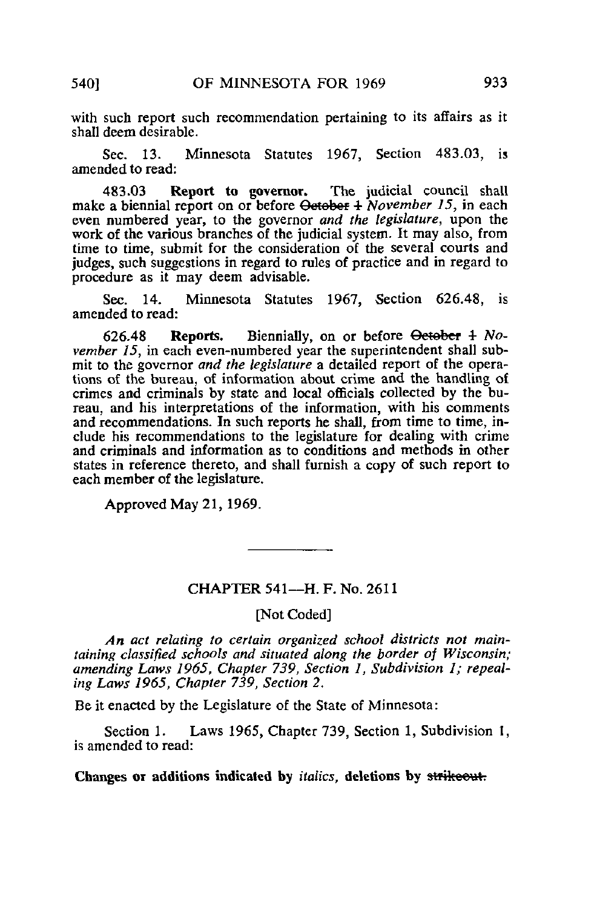with such report such recommendation pertaining to its affairs as it shall deem desirable.

Sec. 13. Minnesota Statutes 1967, Section 483.03, is amended to read:

483.03 **Report to governor.** The judicial council shall make a biennial report on or before ~~October 1~~ *November 15*, in each even numbered year, to the governor *and the legislature*, upon the work of the various branches of the judicial system. It may also, from time to time, submit for the consideration of the several courts and judges, such suggestions in regard to rules of practice and in regard to procedure as it may deem advisable.

Sec. 14. Minnesota Statutes 1967, Section 626.48, is amended to read:

626.48 **Reports.** Biennially, on or before ~~October 1~~ *November 15*, in each even-numbered year the superintendent shall submit to the governor *and the legislature* a detailed report of the operations of the bureau, of information about crime and the handling of crimes and criminals by state and local officials collected by the bureau, and his interpretations of the information, with his comments and recommendations. In such reports he shall, from time to time, include his recommendations to the legislature for dealing with crime and criminals and information as to conditions and methods in other states in reference thereto, and shall furnish a copy of such report to each member of the legislature.

Approved May 21, 1969.

---

## CHAPTER 541—H. F. No. 2611

[Not Coded]

*An act relating to certain organized school districts not maintaining classified schools and situated along the border of Wisconsin; amending Laws 1965, Chapter 739, Section 1, Subdivision 1; repealing Laws 1965, Chapter 739, Section 2.*

Be it enacted by the Legislature of the State of Minnesota:

Section 1. Laws 1965, Chapter 739, Section 1, Subdivision 1, is amended to read:

**Changes or additions indicated by** *italics*, **deletions by** ~~strikeout.~~